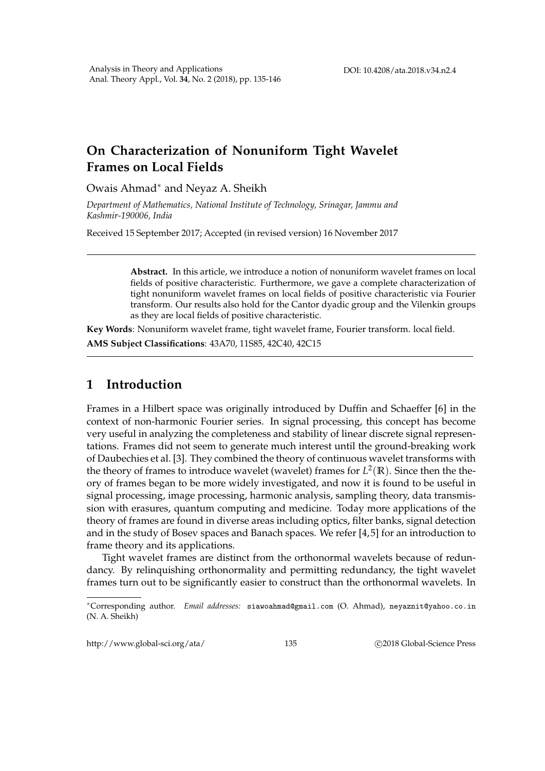# On Characterization of Nonuniform Tight Wavelet Frames on Local Fields

Owais Ahmad* and Neyaz A. Sheikh

*Department of Mathematics, National Institute of Technology, Srinagar, Jammu and Kashmir-190006, India*

Received 15 September 2017; Accepted (in revised version) 16 November 2017

> **Abstract.** In this article, we introduce a notion of nonuniform wavelet frames on local fields of positive characteristic. Furthermore, we gave a complete characterization of tight nonuniform wavelet frames on local fields of positive characteristic via Fourier transform. Our results also hold for the Cantor dyadic group and the Vilenkin groups as they are local fields of positive characteristic.

**Key Words**: Nonuniform wavelet frame, tight wavelet frame, Fourier transform. local field.

**AMS Subject Classifications**: 43A70, 11S85, 42C40, 42C15

## 1 Introduction

Frames in a Hilbert space was originally introduced by Duffin and Schaeffer [6] in the context of non-harmonic Fourier series. In signal processing, this concept has become very useful in analyzing the completeness and stability of linear discrete signal representations. Frames did not seem to generate much interest until the ground-breaking work of Daubechies et al. [3]. They combined the theory of continuous wavelet transforms with the theory of frames to introduce wavelet (wavelet) frames for $L^2(\mathbb{R})$. Since then the theory of frames began to be more widely investigated, and now it is found to be useful in signal processing, image processing, harmonic analysis, sampling theory, data transmission with erasures, quantum computing and medicine. Today more applications of the theory of frames are found in diverse areas including optics, filter banks, signal detection and in the study of Bosev spaces and Banach spaces. We refer [4,5] for an introduction to frame theory and its applications.

Tight wavelet frames are distinct from the orthonormal wavelets because of redundancy. By relinquishing orthonormality and permitting redundancy, the tight wavelet frames turn out to be significantly easier to construct than the orthonormal wavelets. In

---

*Corresponding author. *Email addresses:* siawoahmad@gmail.com (O. Ahmad), neyaznit@yahoo.co.in (N. A. Sheikh)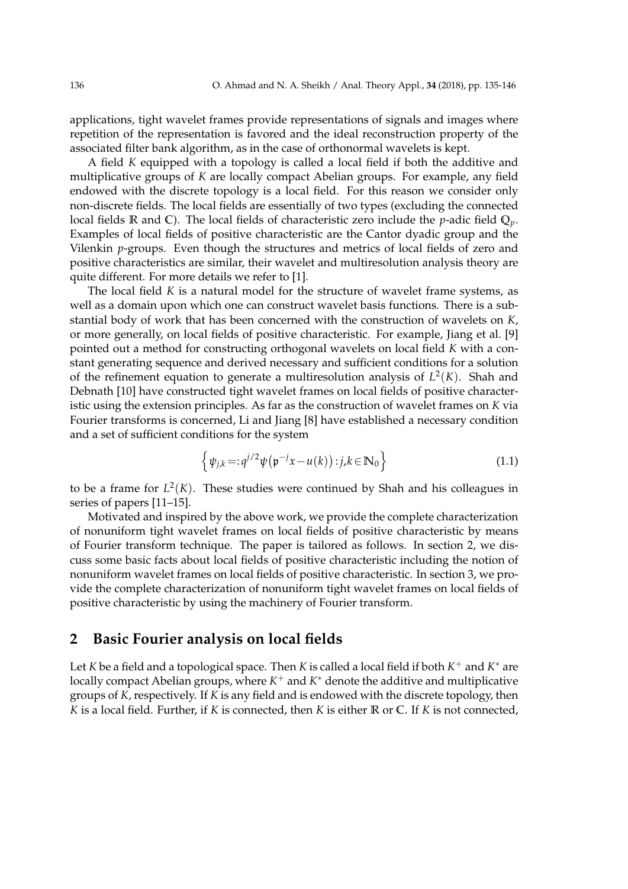applications, tight wavelet frames provide representations of signals and images where repetition of the representation is favored and the ideal reconstruction property of the associated filter bank algorithm, as in the case of orthonormal wavelets is kept.

A field $K$ equipped with a topology is called a local field if both the additive and multiplicative groups of $K$ are locally compact Abelian groups. For example, any field endowed with the discrete topology is a local field. For this reason we consider only non-discrete fields. The local fields are essentially of two types (excluding the connected local fields $\mathbb{R}$ and $\mathbb{C}$). The local fields of characteristic zero include the $p$-adic field $\mathbb{Q}_p$. Examples of local fields of positive characteristic are the Cantor dyadic group and the Vilenkin $p$-groups. Even though the structures and metrics of local fields of zero and positive characteristics are similar, their wavelet and multiresolution analysis theory are quite different. For more details we refer to [1].

The local field $K$ is a natural model for the structure of wavelet frame systems, as well as a domain upon which one can construct wavelet basis functions. There is a substantial body of work that has been concerned with the construction of wavelets on $K$, or more generally, on local fields of positive characteristic. For example, Jiang et al. [9] pointed out a method for constructing orthogonal wavelets on local field $K$ with a constant generating sequence and derived necessary and sufficient conditions for a solution of the refinement equation to generate a multiresolution analysis of $L^2(K)$. Shah and Debnath [10] have constructed tight wavelet frames on local fields of positive characteristic using the extension principles. As far as the construction of wavelet frames on $K$ via Fourier transforms is concerned, Li and Jiang [8] have established a necessary condition and a set of sufficient conditions for the system

$$\Big\{\psi_{j,k}=:q^{j/2}\psi\big(\mathfrak{p}^{-j}x-u(k)\big):j,k\in\mathbb{N}_0\Big\} \tag{1.1}$$

to be a frame for $L^2(K)$. These studies were continued by Shah and his colleagues in series of papers [11–15].

Motivated and inspired by the above work, we provide the complete characterization of nonuniform tight wavelet frames on local fields of positive characteristic by means of Fourier transform technique. The paper is tailored as follows. In section 2, we discuss some basic facts about local fields of positive characteristic including the notion of nonuniform wavelet frames on local fields of positive characteristic. In section 3, we provide the complete characterization of nonuniform tight wavelet frames on local fields of positive characteristic by using the machinery of Fourier transform.

## 2 Basic Fourier analysis on local fields

Let $K$ be a field and a topological space. Then $K$ is called a local field if both $K^+$ and $K^*$ are locally compact Abelian groups, where $K^+$ and $K^*$ denote the additive and multiplicative groups of $K$, respectively. If $K$ is any field and is endowed with the discrete topology, then $K$ is a local field. Further, if $K$ is connected, then $K$ is either $\mathbb{R}$ or $\mathbb{C}$. If $K$ is not connected,